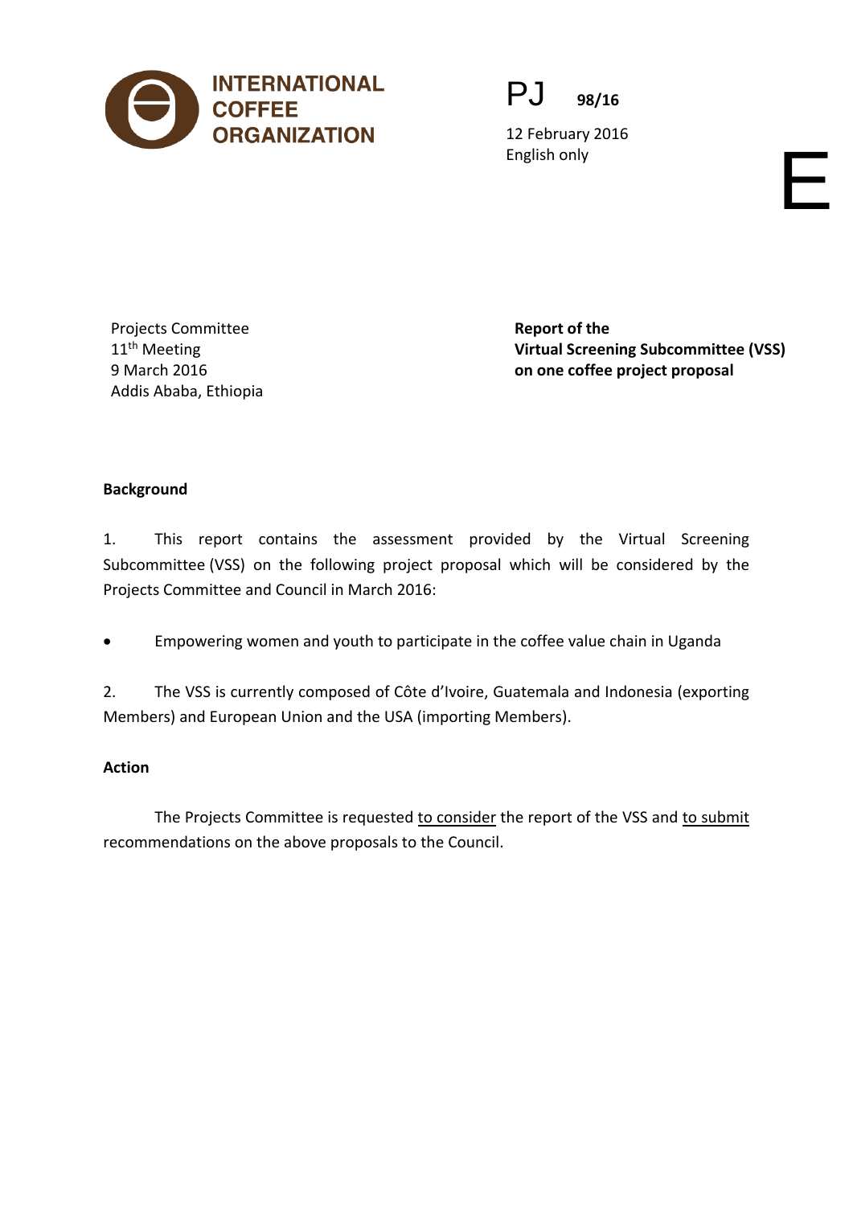INTERNATIONAL COFFEE ORGANIZATION

PJ 98/16

12 February 2016
English only

E

Projects Committee
11th Meeting
9 March 2016
Addis Ababa, Ethiopia

**Report of the**
**Virtual Screening Subcommittee (VSS)**
**on one coffee project proposal**

**Background**

1. This report contains the assessment provided by the Virtual Screening Subcommittee (VSS) on the following project proposal which will be considered by the Projects Committee and Council in March 2016:

- Empowering women and youth to participate in the coffee value chain in Uganda

2. The VSS is currently composed of Côte d'Ivoire, Guatemala and Indonesia (exporting Members) and European Union and the USA (importing Members).

**Action**

The Projects Committee is requested to consider the report of the VSS and to submit recommendations on the above proposals to the Council.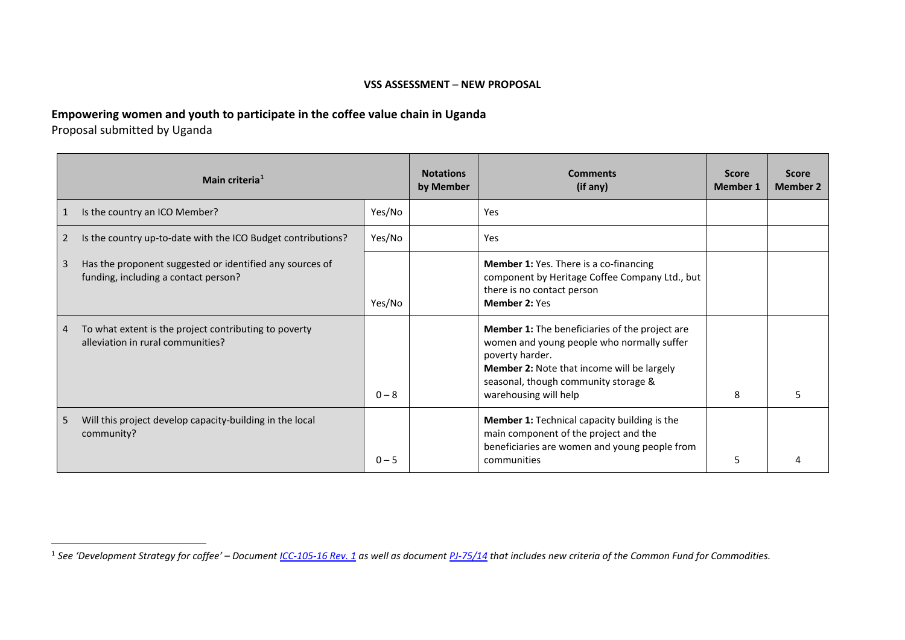**VSS ASSESSMENT – NEW PROPOSAL**

## Empowering women and youth to participate in the coffee value chain in Uganda

Proposal submitted by Uganda

| | Main criteria[1] | | Notations by Member | Comments (if any) | Score Member 1 | Score Member 2 |
|---|---|---|---|---|---|---|
| 1 | Is the country an ICO Member? | Yes/No | | Yes | | |
| 2 | Is the country up-to-date with the ICO Budget contributions? | Yes/No | | Yes | | |
| 3 | Has the proponent suggested or identified any sources of funding, including a contact person? | Yes/No | | **Member 1:** Yes. There is a co-financing component by Heritage Coffee Company Ltd., but there is no contact person<br>**Member 2:** Yes | | |
| 4 | To what extent is the project contributing to poverty alleviation in rural communities? | 0 – 8 | | **Member 1:** The beneficiaries of the project are women and young people who normally suffer poverty harder.<br>**Member 2:** Note that income will be largely seasonal, though community storage & warehousing will help | 8 | 5 |
| 5 | Will this project develop capacity-building in the local community? | 0 – 5 | | **Member 1:** Technical capacity building is the main component of the project and the beneficiaries are women and young people from communities | 5 | 4 |

[1] *See 'Development Strategy for coffee' – Document [ICC-105-16 Rev. 1] as well as document [PJ-75/14] that includes new criteria of the Common Fund for Commodities.*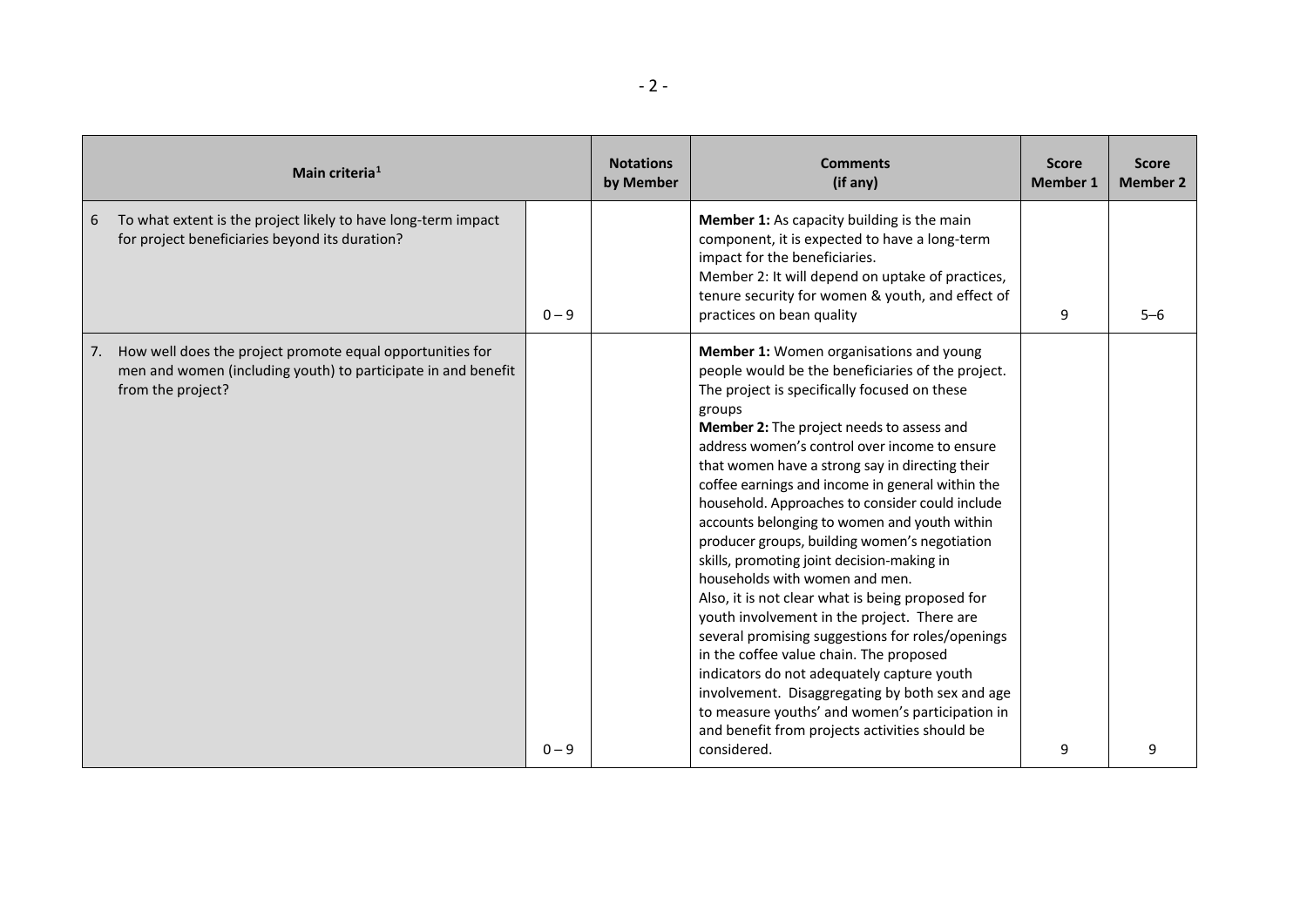| Main criteria[1] | | Notations by Member | Comments (if any) | Score Member 1 | Score Member 2 |
|---|---|---|---|---|---|
| 6 To what extent is the project likely to have long-term impact for project beneficiaries beyond its duration? | 0 – 9 | | **Member 1:** As capacity building is the main component, it is expected to have a long-term impact for the beneficiaries.<br>Member 2: It will depend on uptake of practices, tenure security for women & youth, and effect of practices on bean quality | 9 | 5–6 |
| 7. How well does the project promote equal opportunities for men and women (including youth) to participate in and benefit from the project? | 0 – 9 | | **Member 1:** Women organisations and young people would be the beneficiaries of the project. The project is specifically focused on these groups<br>**Member 2:** The project needs to assess and address women's control over income to ensure that women have a strong say in directing their coffee earnings and income in general within the household. Approaches to consider could include accounts belonging to women and youth within producer groups, building women's negotiation skills, promoting joint decision-making in households with women and men.<br>Also, it is not clear what is being proposed for youth involvement in the project. There are several promising suggestions for roles/openings in the coffee value chain. The proposed indicators do not adequately capture youth involvement. Disaggregating by both sex and age to measure youths' and women's participation in and benefit from projects activities should be considered. | 9 | 9 |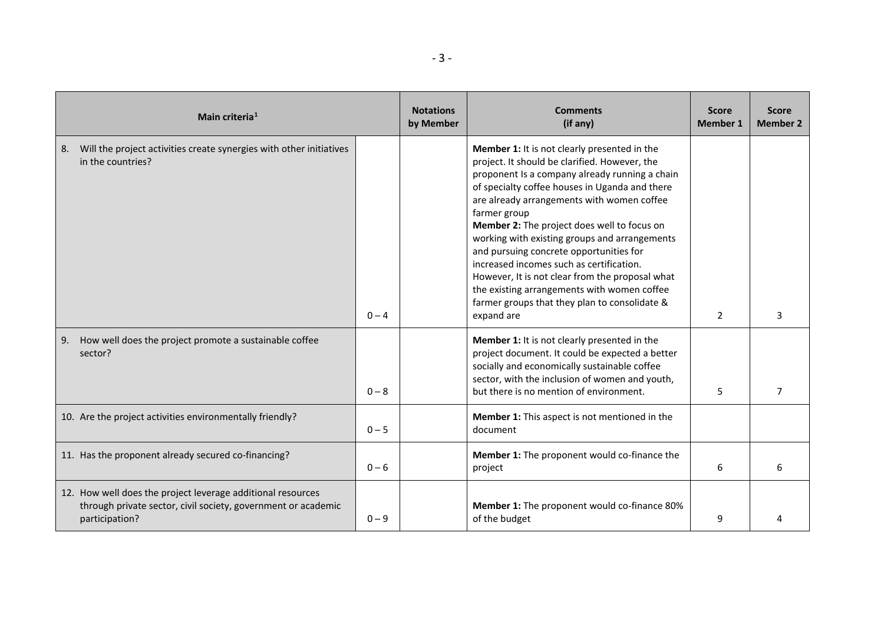| Main criteria[1] | | Notations by Member | Comments (if any) | Score Member 1 | Score Member 2 |
|---|---|---|---|---|---|
| 8. Will the project activities create synergies with other initiatives in the countries? | 0 – 4 | | **Member 1:** It is not clearly presented in the project. It should be clarified. However, the proponent Is a company already running a chain of specialty coffee houses in Uganda and there are already arrangements with women coffee farmer group<br>**Member 2:** The project does well to focus on working with existing groups and arrangements and pursuing concrete opportunities for increased incomes such as certification. However, It is not clear from the proposal what the existing arrangements with women coffee farmer groups that they plan to consolidate & expand are | 2 | 3 |
| 9. How well does the project promote a sustainable coffee sector? | 0 – 8 | | **Member 1:** It is not clearly presented in the project document. It could be expected a better socially and economically sustainable coffee sector, with the inclusion of women and youth, but there is no mention of environment. | 5 | 7 |
| 10. Are the project activities environmentally friendly? | 0 – 5 | | **Member 1:** This aspect is not mentioned in the document | | |
| 11. Has the proponent already secured co-financing? | 0 – 6 | | **Member 1:** The proponent would co-finance the project | 6 | 6 |
| 12. How well does the project leverage additional resources through private sector, civil society, government or academic participation? | 0 – 9 | | **Member 1:** The proponent would co-finance 80% of the budget | 9 | 4 |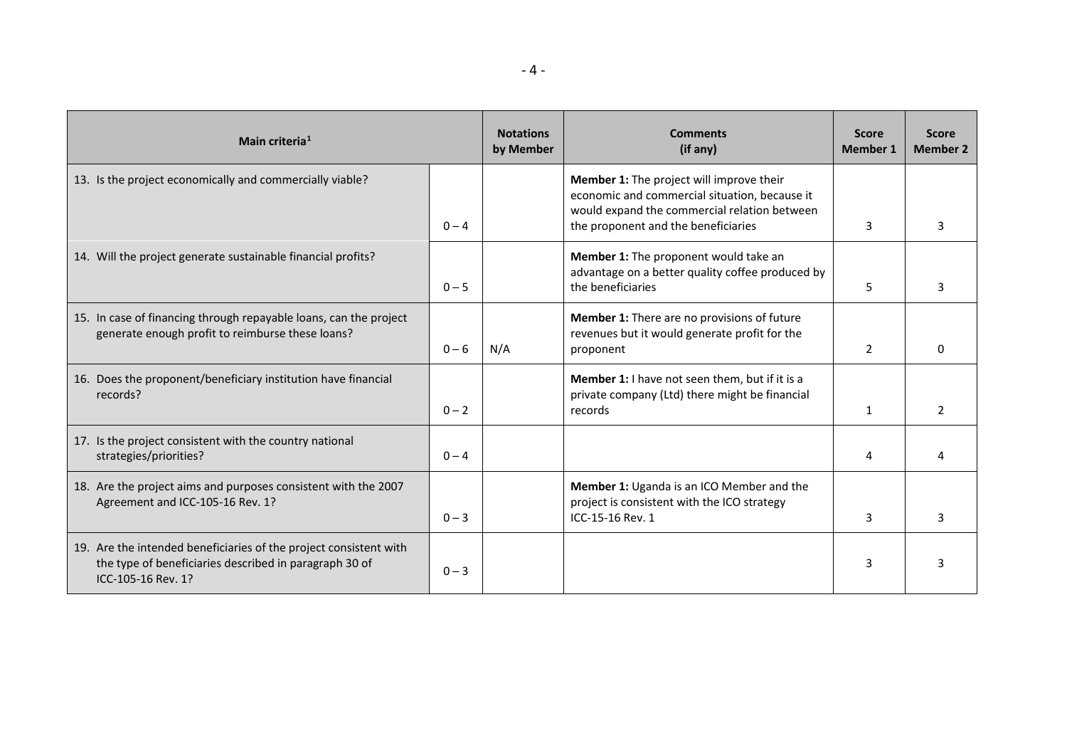| Main criteria[1] | | Notations by Member | Comments (if any) | Score Member 1 | Score Member 2 |
|---|---|---|---|---|---|
| 13. Is the project economically and commercially viable? | 0 – 4 | | **Member 1:** The project will improve their economic and commercial situation, because it would expand the commercial relation between the proponent and the beneficiaries | 3 | 3 |
| 14. Will the project generate sustainable financial profits? | 0 – 5 | | **Member 1:** The proponent would take an advantage on a better quality coffee produced by the beneficiaries | 5 | 3 |
| 15. In case of financing through repayable loans, can the project generate enough profit to reimburse these loans? | 0 – 6 | N/A | **Member 1:** There are no provisions of future revenues but it would generate profit for the proponent | 2 | 0 |
| 16. Does the proponent/beneficiary institution have financial records? | 0 – 2 | | **Member 1:** I have not seen them, but if it is a private company (Ltd) there might be financial records | 1 | 2 |
| 17. Is the project consistent with the country national strategies/priorities? | 0 – 4 | | | 4 | 4 |
| 18. Are the project aims and purposes consistent with the 2007 Agreement and ICC-105-16 Rev. 1? | 0 – 3 | | **Member 1:** Uganda is an ICO Member and the project is consistent with the ICO strategy ICC-15-16 Rev. 1 | 3 | 3 |
| 19. Are the intended beneficiaries of the project consistent with the type of beneficiaries described in paragraph 30 of ICC-105-16 Rev. 1? | 0 – 3 | | | 3 | 3 |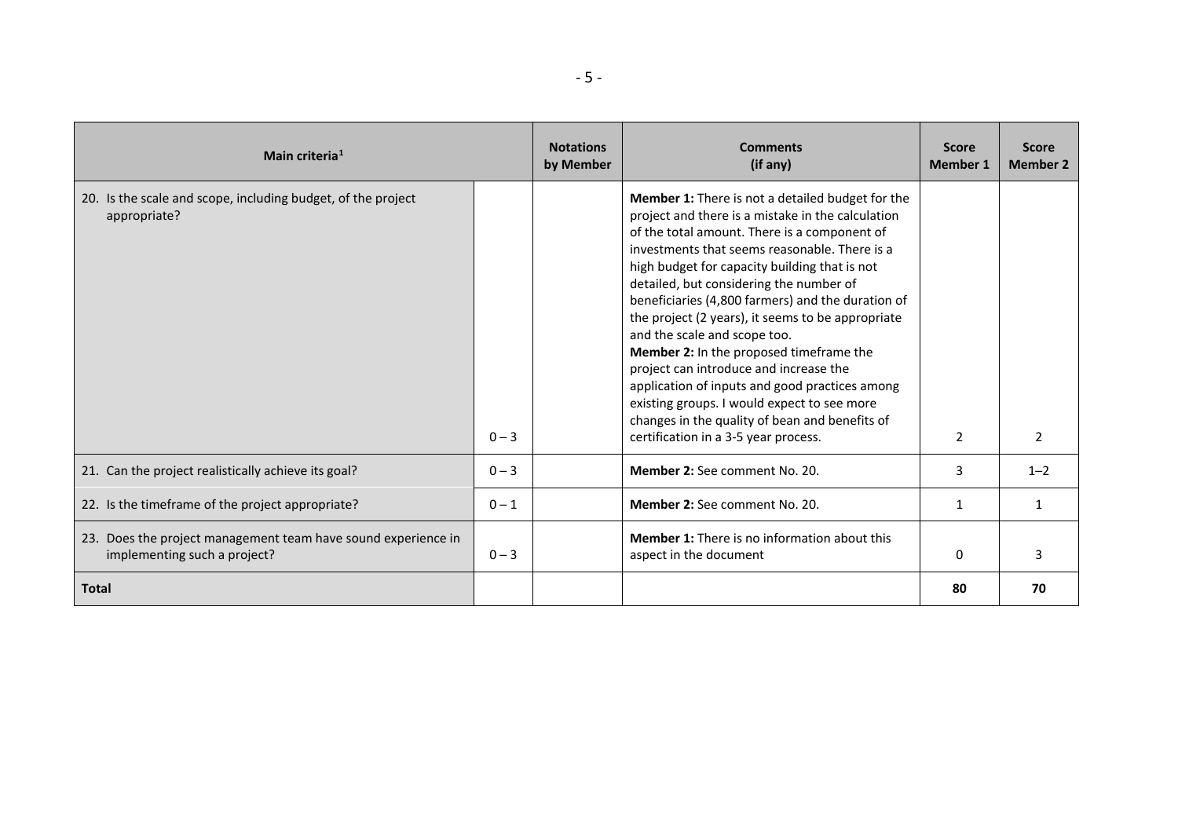| Main criteria[1] | | Notations by Member | Comments (if any) | Score Member 1 | Score Member 2 |
|---|---|---|---|---|---|
| 20. Is the scale and scope, including budget, of the project appropriate? | 0 – 3 | | **Member 1:** There is not a detailed budget for the project and there is a mistake in the calculation of the total amount. There is a component of investments that seems reasonable. There is a high budget for capacity building that is not detailed, but considering the number of beneficiaries (4,800 farmers) and the duration of the project (2 years), it seems to be appropriate and the scale and scope too. **Member 2:** In the proposed timeframe the project can introduce and increase the application of inputs and good practices among existing groups. I would expect to see more changes in the quality of bean and benefits of certification in a 3-5 year process. | 2 | 2 |
| 21. Can the project realistically achieve its goal? | 0 – 3 | | **Member 2:** See comment No. 20. | 3 | 1–2 |
| 22. Is the timeframe of the project appropriate? | 0 – 1 | | **Member 2:** See comment No. 20. | 1 | 1 |
| 23. Does the project management team have sound experience in implementing such a project? | 0 – 3 | | **Member 1:** There is no information about this aspect in the document | 0 | 3 |
| **Total** | | | | **80** | **70** |